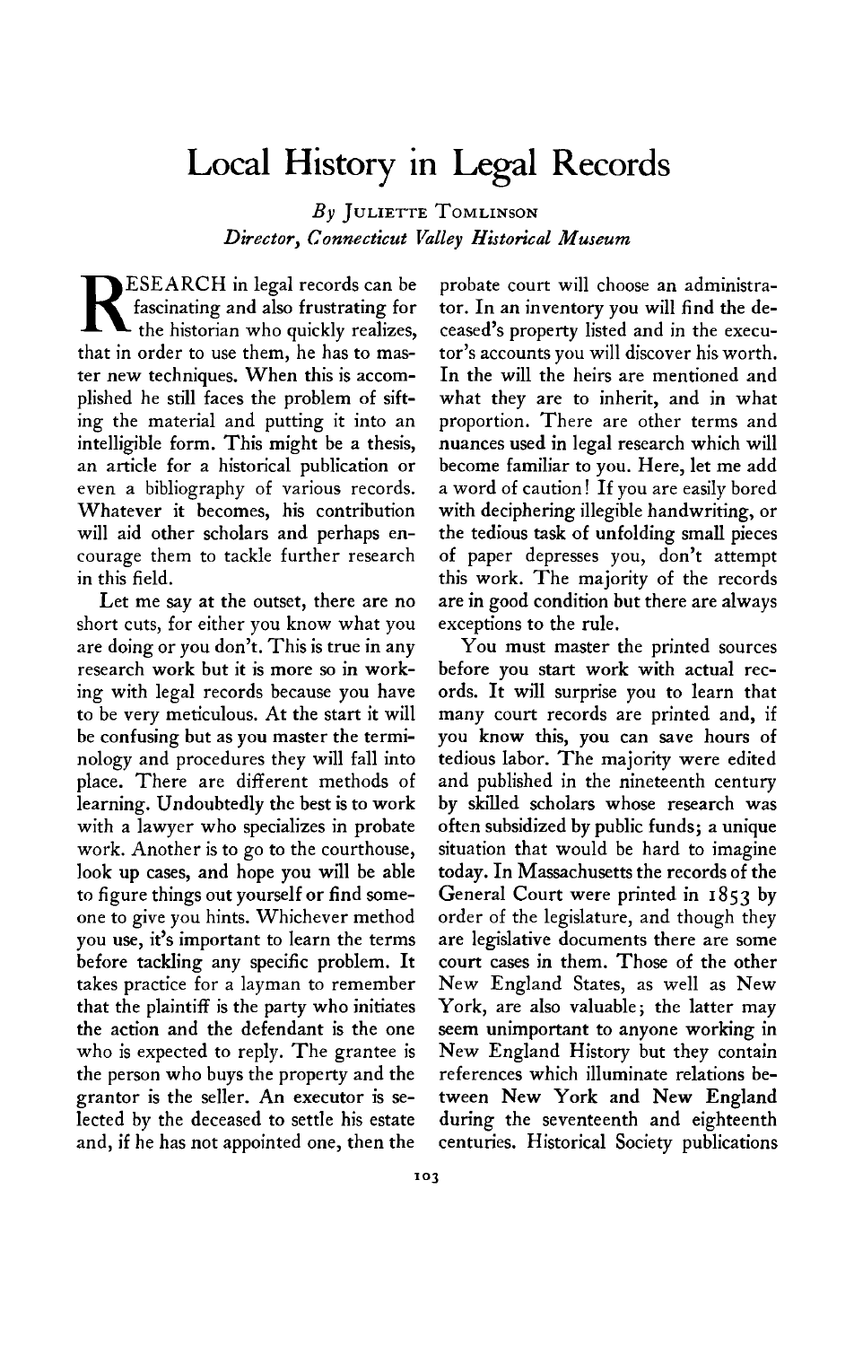# Local History in Legal Records

*By* Juliette Tomlinson
*Director, Connecticut Valley Historical Museum*

RESEARCH in legal records can be fascinating and also frustrating for the historian who quickly realizes, that in order to use them, he has to master new techniques. When this is accomplished he still faces the problem of sifting the material and putting it into an intelligible form. This might be a thesis, an article for a historical publication or even a bibliography of various records. Whatever it becomes, his contribution will aid other scholars and perhaps encourage them to tackle further research in this field.

Let me say at the outset, there are no short cuts, for either you know what you are doing or you don't. This is true in any research work but it is more so in working with legal records because you have to be very meticulous. At the start it will be confusing but as you master the terminology and procedures they will fall into place. There are different methods of learning. Undoubtedly the best is to work with a lawyer who specializes in probate work. Another is to go to the courthouse, look up cases, and hope you will be able to figure things out yourself or find someone to give you hints. Whichever method you use, it's important to learn the terms before tackling any specific problem. It takes practice for a layman to remember that the plaintiff is the party who initiates the action and the defendant is the one who is expected to reply. The grantee is the person who buys the property and the grantor is the seller. An executor is selected by the deceased to settle his estate and, if he has not appointed one, then the probate court will choose an administrator. In an inventory you will find the deceased's property listed and in the executor's accounts you will discover his worth. In the will the heirs are mentioned and what they are to inherit, and in what proportion. There are other terms and nuances used in legal research which will become familiar to you. Here, let me add a word of caution! If you are easily bored with deciphering illegible handwriting, or the tedious task of unfolding small pieces of paper depresses you, don't attempt this work. The majority of the records are in good condition but there are always exceptions to the rule.

You must master the printed sources before you start work with actual records. It will surprise you to learn that many court records are printed and, if you know this, you can save hours of tedious labor. The majority were edited and published in the nineteenth century by skilled scholars whose research was often subsidized by public funds; a unique situation that would be hard to imagine today. In Massachusetts the records of the General Court were printed in 1853 by order of the legislature, and though they are legislative documents there are some court cases in them. Those of the other New England States, as well as New York, are also valuable; the latter may seem unimportant to anyone working in New England History but they contain references which illuminate relations between New York and New England during the seventeenth and eighteenth centuries. Historical Society publications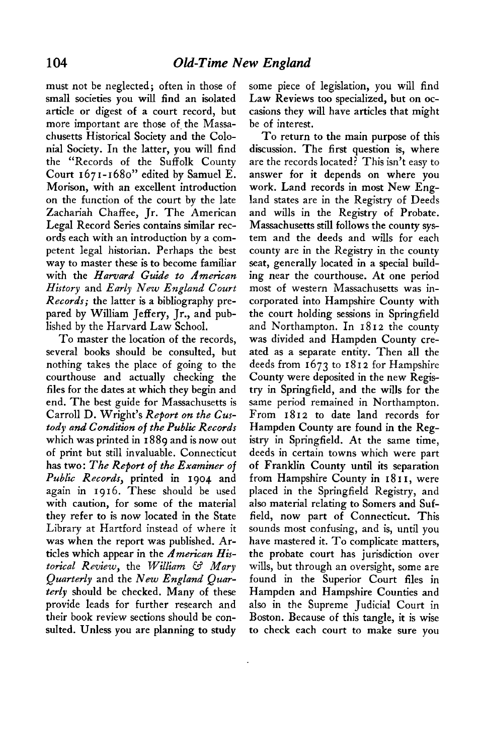must not be neglected; often in those of small societies you will find an isolated article or digest of a court record, but more important are those of the Massachusetts Historical Society and the Colonial Society. In the latter, you will find the "Records of the Suffolk County Court 1671-1680" edited by Samuel E. Morison, with an excellent introduction on the function of the court by the late Zachariah Chaffee, Jr. The American Legal Record Series contains similar records each with an introduction by a competent legal historian. Perhaps the best way to master these is to become familiar with the *Harvard Guide to American History* and *Early New England Court Records;* the latter is a bibliography prepared by William Jeffery, Jr., and published by the Harvard Law School.

To master the location of the records, several books should be consulted, but nothing takes the place of going to the courthouse and actually checking the files for the dates at which they begin and end. The best guide for Massachusetts is Carroll D. Wright's *Report on the Custody and Condition of the Public Records* which was printed in 1889 and is now out of print but still invaluable. Connecticut has two: *The Report of the Examiner of Public Records,* printed in 1904 and again in 1916. These should be used with caution, for some of the material they refer to is now located in the State Library at Hartford instead of where it was when the report was published. Articles which appear in the *American Historical Review,* the *William & Mary Quarterly* and the *New England Quarterly* should be checked. Many of these provide leads for further research and their book review sections should be consulted. Unless you are planning to study some piece of legislation, you will find Law Reviews too specialized, but on occasions they will have articles that might be of interest.

To return to the main purpose of this discussion. The first question is, where are the records located? This isn't easy to answer for it depends on where you work. Land records in most New England states are in the Registry of Deeds and wills in the Registry of Probate. Massachusetts still follows the county system and the deeds and wills for each county are in the Registry in the county seat, generally located in a special building near the courthouse. At one period most of western Massachusetts was incorporated into Hampshire County with the court holding sessions in Springfield and Northampton. In 1812 the county was divided and Hampden County created as a separate entity. Then all the deeds from 1673 to 1812 for Hampshire County were deposited in the new Registry in Springfield, and the wills for the same period remained in Northampton. From 1812 to date land records for Hampden County are found in the Registry in Springfield. At the same time, deeds in certain towns which were part of Franklin County until its separation from Hampshire County in 1811, were placed in the Springfield Registry, and also material relating to Somers and Suffield, now part of Connecticut. This sounds most confusing, and is, until you have mastered it. To complicate matters, the probate court has jurisdiction over wills, but through an oversight, some are found in the Superior Court files in Hampden and Hampshire Counties and also in the Supreme Judicial Court in Boston. Because of this tangle, it is wise to check each court to make sure you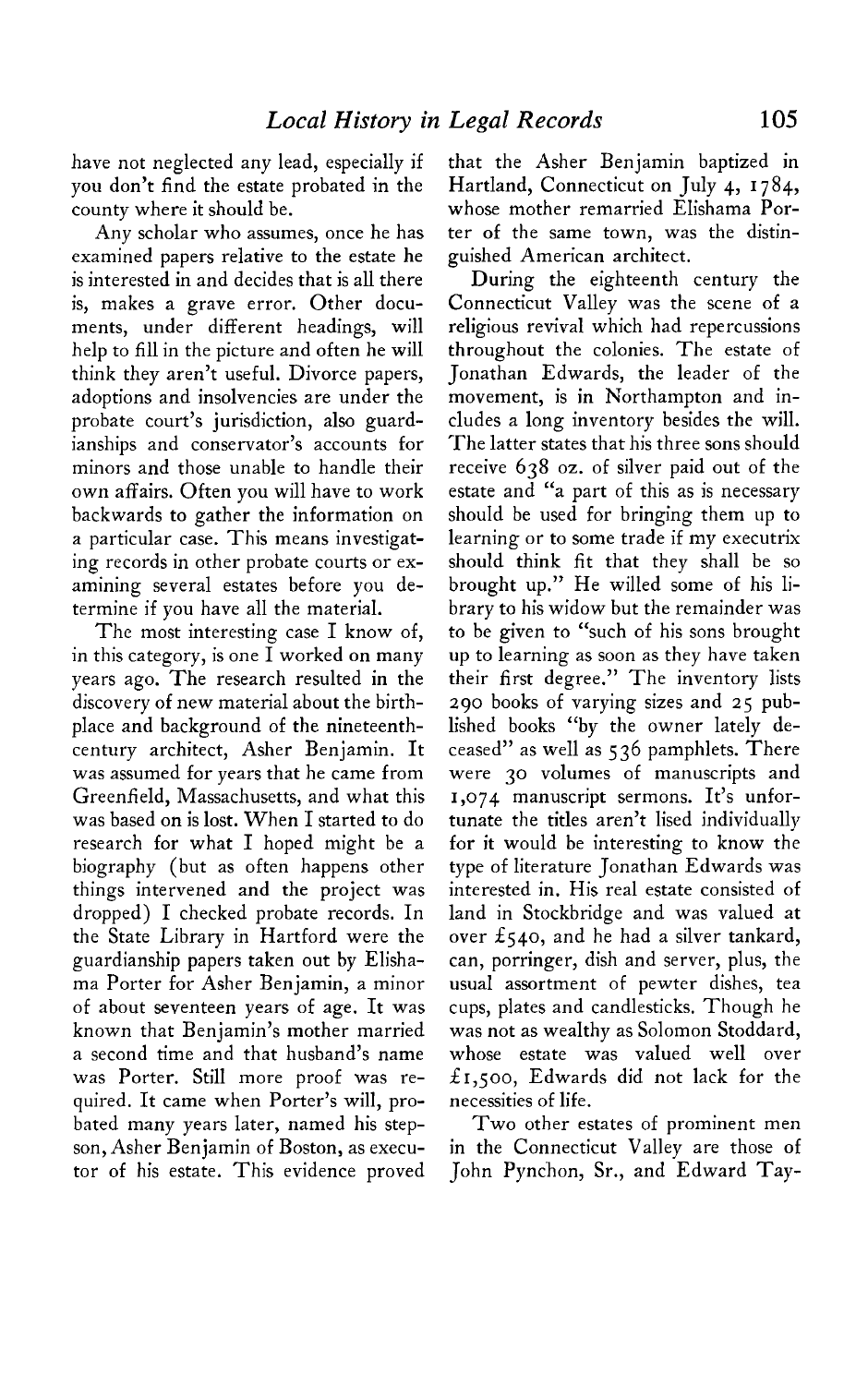have not neglected any lead, especially if you don't find the estate probated in the county where it should be.

Any scholar who assumes, once he has examined papers relative to the estate he is interested in and decides that is all there is, makes a grave error. Other documents, under different headings, will help to fill in the picture and often he will think they aren't useful. Divorce papers, adoptions and insolvencies are under the probate court's jurisdiction, also guardianships and conservator's accounts for minors and those unable to handle their own affairs. Often you will have to work backwards to gather the information on a particular case. This means investigating records in other probate courts or examining several estates before you determine if you have all the material.

The most interesting case I know of, in this category, is one I worked on many years ago. The research resulted in the discovery of new material about the birthplace and background of the nineteenth-century architect, Asher Benjamin. It was assumed for years that he came from Greenfield, Massachusetts, and what this was based on is lost. When I started to do research for what I hoped might be a biography (but as often happens other things intervened and the project was dropped) I checked probate records. In the State Library in Hartford were the guardianship papers taken out by Elishama Porter for Asher Benjamin, a minor of about seventeen years of age. It was known that Benjamin's mother married a second time and that husband's name was Porter. Still more proof was required. It came when Porter's will, probated many years later, named his stepson, Asher Benjamin of Boston, as executor of his estate. This evidence proved that the Asher Benjamin baptized in Hartland, Connecticut on July 4, 1784, whose mother remarried Elishama Porter of the same town, was the distinguished American architect.

During the eighteenth century the Connecticut Valley was the scene of a religious revival which had repercussions throughout the colonies. The estate of Jonathan Edwards, the leader of the movement, is in Northampton and includes a long inventory besides the will. The latter states that his three sons should receive 638 oz. of silver paid out of the estate and "a part of this as is necessary should be used for bringing them up to learning or to some trade if my executrix should think fit that they shall be so brought up." He willed some of his library to his widow but the remainder was to be given to "such of his sons brought up to learning as soon as they have taken their first degree." The inventory lists 290 books of varying sizes and 25 published books "by the owner lately deceased" as well as 536 pamphlets. There were 30 volumes of manuscripts and 1,074 manuscript sermons. It's unfortunate the titles aren't lised individually for it would be interesting to know the type of literature Jonathan Edwards was interested in. His real estate consisted of land in Stockbridge and was valued at over £540, and he had a silver tankard, can, porringer, dish and server, plus, the usual assortment of pewter dishes, tea cups, plates and candlesticks. Though he was not as wealthy as Solomon Stoddard, whose estate was valued well over £1,500, Edwards did not lack for the necessities of life.

Two other estates of prominent men in the Connecticut Valley are those of John Pynchon, Sr., and Edward Tay-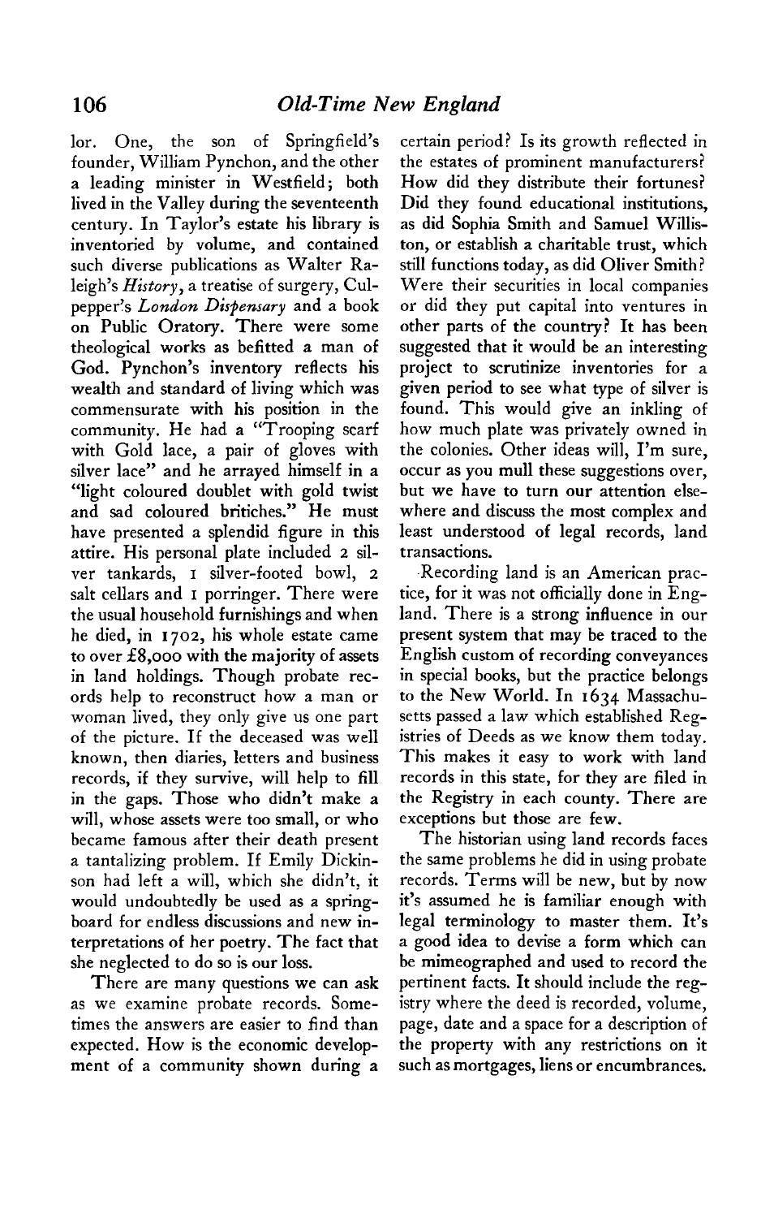lor. One, the son of Springfield's founder, William Pynchon, and the other a leading minister in Westfield; both lived in the Valley during the seventeenth century. In Taylor's estate his library is inventoried by volume, and contained such diverse publications as Walter Raleigh's *History*, a treatise of surgery, Culpepper's *London Dispensary* and a book on Public Oratory. There were some theological works as befitted a man of God. Pynchon's inventory reflects his wealth and standard of living which was commensurate with his position in the community. He had a "Trooping scarf with Gold lace, a pair of gloves with silver lace" and he arrayed himself in a "light coloured doublet with gold twist and sad coloured briiches." He must have presented a splendid figure in this attire. His personal plate included 2 silver tankards, 1 silver-footed bowl, 2 salt cellars and 1 porringer. There were the usual household furnishings and when he died, in 1702, his whole estate came to over £8,000 with the majority of assets in land holdings. Though probate records help to reconstruct how a man or woman lived, they only give us one part of the picture. If the deceased was well known, then diaries, letters and business records, if they survive, will help to fill in the gaps. Those who didn't make a will, whose assets were too small, or who became famous after their death present a tantalizing problem. If Emily Dickinson had left a will, which she didn't, it would undoubtedly be used as a springboard for endless discussions and new interpretations of her poetry. The fact that she neglected to do so is our loss.

There are many questions we can ask as we examine probate records. Sometimes the answers are easier to find than expected. How is the economic development of a community shown during a certain period? Is its growth reflected in the estates of prominent manufacturers? How did they distribute their fortunes? Did they found educational institutions, as did Sophia Smith and Samuel Williston, or establish a charitable trust, which still functions today, as did Oliver Smith? Were their securities in local companies or did they put capital into ventures in other parts of the country? It has been suggested that it would be an interesting project to scrutinize inventories for a given period to see what type of silver is found. This would give an inkling of how much plate was privately owned in the colonies. Other ideas will, I'm sure, occur as you mull these suggestions over, but we have to turn our attention elsewhere and discuss the most complex and least understood of legal records, land transactions.

Recording land is an American practice, for it was not officially done in England. There is a strong influence in our present system that may be traced to the English custom of recording conveyances in special books, but the practice belongs to the New World. In 1634 Massachusetts passed a law which established Registries of Deeds as we know them today. This makes it easy to work with land records in this state, for they are filed in the Registry in each county. There are exceptions but those are few.

The historian using land records faces the same problems he did in using probate records. Terms will be new, but by now it's assumed he is familiar enough with legal terminology to master them. It's a good idea to devise a form which can be mimeographed and used to record the pertinent facts. It should include the registry where the deed is recorded, volume, page, date and a space for a description of the property with any restrictions on it such as mortgages, liens or encumbrances.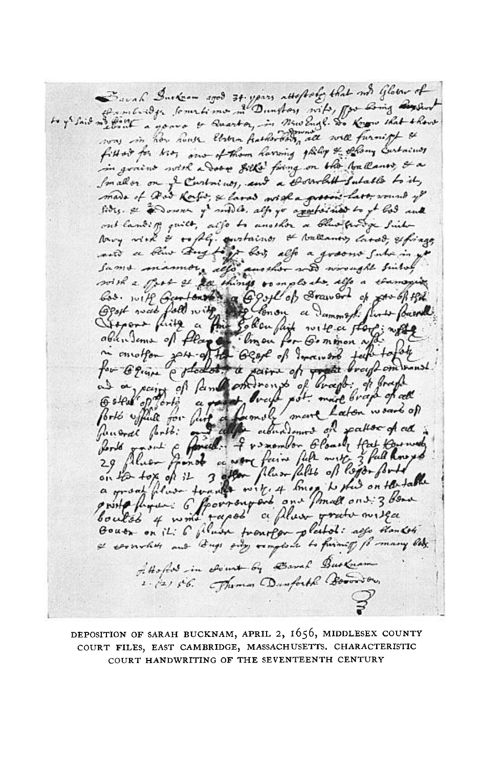DEPOSITION OF SARAH BUCKNAM, APRIL 2, 1656, MIDDLESEX COUNTY COURT FILES, EAST CAMBRIDGE, MASSACHUSETTS. CHARACTERISTIC COURT HANDWRITING OF THE SEVENTEENTH CENTURY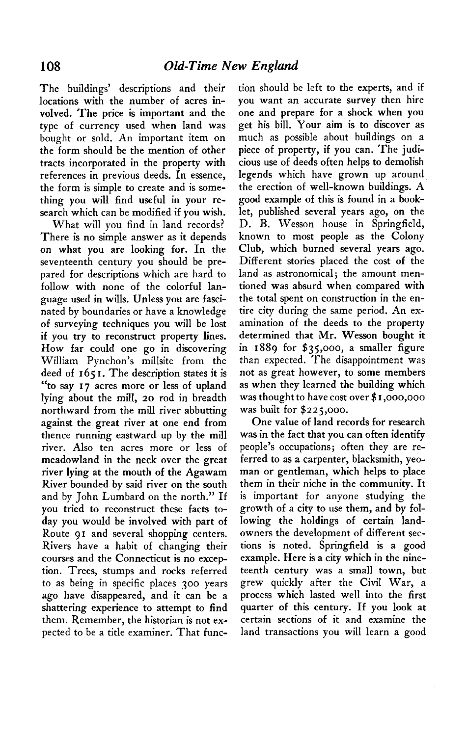The buildings' descriptions and their locations with the number of acres involved. The price is important and the type of currency used when land was bought or sold. An important item on the form should be the mention of other tracts incorporated in the property with references in previous deeds. In essence, the form is simple to create and is something you will find useful in your research which can be modified if you wish.

What will you find in land records? There is no simple answer as it depends on what you are looking for. In the seventeenth century you should be prepared for descriptions which are hard to follow with none of the colorful language used in wills. Unless you are fascinated by boundaries or have a knowledge of surveying techniques you will be lost if you try to reconstruct property lines. How far could one go in discovering William Pynchon's millsite from the deed of 1651. The description states it is "to say 17 acres more or less of upland lying about the mill, 20 rod in breadth northward from the mill river abbutting against the great river at one end from thence running eastward up by the mill river. Also ten acres more or less of meadowland in the neck over the great river lying at the mouth of the Agawam River bounded by said river on the south and by John Lumbard on the north." If you tried to reconstruct these facts today you would be involved with part of Route 91 and several shopping centers. Rivers have a habit of changing their courses and the Connecticut is no exception. Trees, stumps and rocks referred to as being in specific places 300 years ago have disappeared, and it can be a shattering experience to attempt to find them. Remember, the historian is not expected to be a title examiner. That function should be left to the experts, and if you want an accurate survey then hire one and prepare for a shock when you get his bill. Your aim is to discover as much as possible about buildings on a piece of property, if you can. The judicious use of deeds often helps to demolish legends which have grown up around the erection of well-known buildings. A good example of this is found in a booklet, published several years ago, on the D. B. Wesson house in Springfield, known to most people as the Colony Club, which burned several years ago. Different stories placed the cost of the land as astronomical; the amount mentioned was absurd when compared with the total spent on construction in the entire city during the same period. An examination of the deeds to the property determined that Mr. Wesson bought it in 1889 for $35,000, a smaller figure than expected. The disappointment was not as great however, to some members as when they learned the building which was thought to have cost over $1,000,000 was built for $225,000.

One value of land records for research was in the fact that you can often identify people's occupations; often they are referred to as a carpenter, blacksmith, yeoman or gentleman, which helps to place them in their niche in the community. It is important for anyone studying the growth of a city to use them, and by following the holdings of certain landowners the development of different sections is noted. Springfield is a good example. Here is a city which in the nineteenth century was a small town, but grew quickly after the Civil War, a process which lasted well into the first quarter of this century. If you look at certain sections of it and examine the land transactions you will learn a good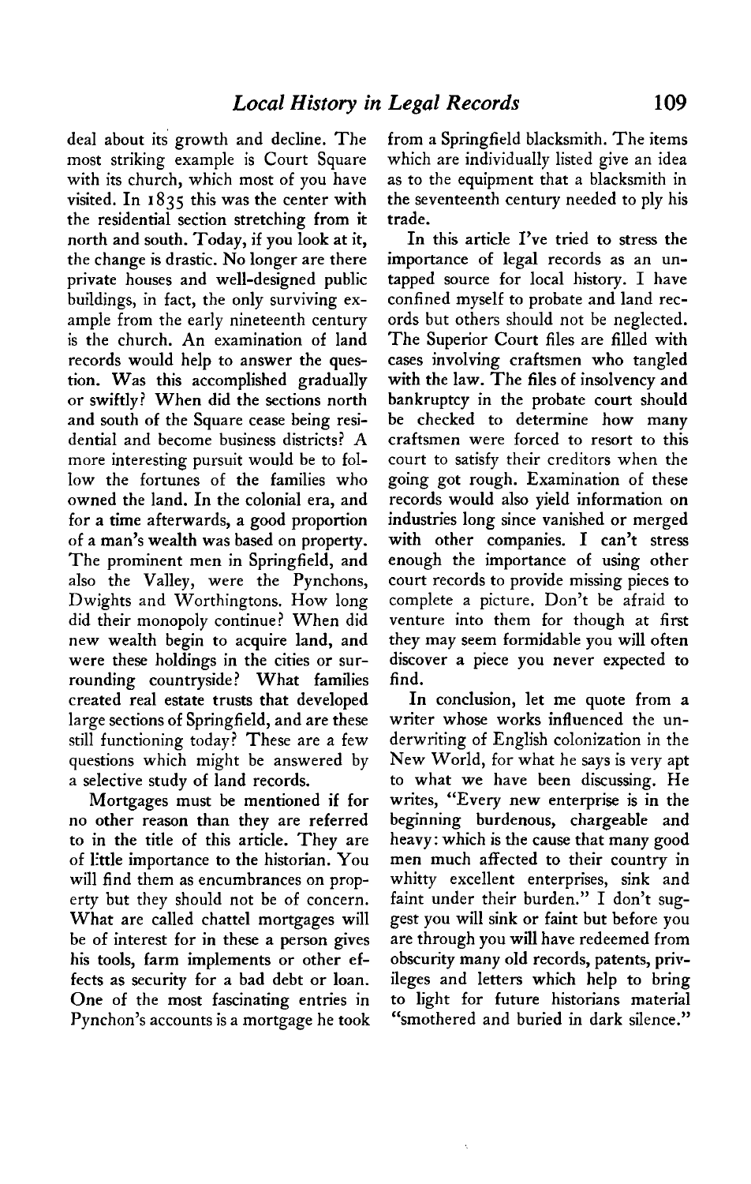deal about its growth and decline. The most striking example is Court Square with its church, which most of you have visited. In 1835 this was the center with the residential section stretching from it north and south. Today, if you look at it, the change is drastic. No longer are there private houses and well-designed public buildings, in fact, the only surviving example from the early nineteenth century is the church. An examination of land records would help to answer the question. Was this accomplished gradually or swiftly? When did the sections north and south of the Square cease being residential and become business districts? A more interesting pursuit would be to follow the fortunes of the families who owned the land. In the colonial era, and for a time afterwards, a good proportion of a man's wealth was based on property. The prominent men in Springfield, and also the Valley, were the Pynchons, Dwights and Worthingtons. How long did their monopoly continue? When did new wealth begin to acquire land, and were these holdings in the cities or surrounding countryside? What families created real estate trusts that developed large sections of Springfield, and are these still functioning today? These are a few questions which might be answered by a selective study of land records.

Mortgages must be mentioned if for no other reason than they are referred to in the title of this article. They are of little importance to the historian. You will find them as encumbrances on property but they should not be of concern. What are called chattel mortgages will be of interest for in these a person gives his tools, farm implements or other effects as security for a bad debt or loan. One of the most fascinating entries in Pynchon's accounts is a mortgage he took from a Springfield blacksmith. The items which are individually listed give an idea as to the equipment that a blacksmith in the seventeenth century needed to ply his trade.

In this article I've tried to stress the importance of legal records as an untapped source for local history. I have confined myself to probate and land records but others should not be neglected. The Superior Court files are filled with cases involving craftsmen who tangled with the law. The files of insolvency and bankruptcy in the probate court should be checked to determine how many craftsmen were forced to resort to this court to satisfy their creditors when the going got rough. Examination of these records would also yield information on industries long since vanished or merged with other companies. I can't stress enough the importance of using other court records to provide missing pieces to complete a picture. Don't be afraid to venture into them for though at first they may seem formidable you will often discover a piece you never expected to find.

In conclusion, let me quote from a writer whose works influenced the underwriting of English colonization in the New World, for what he says is very apt to what we have been discussing. He writes, "Every new enterprise is in the beginning burdenous, chargeable and heavy: which is the cause that many good men much affected to their country in whitty excellent enterprises, sink and faint under their burden." I don't suggest you will sink or faint but before you are through you will have redeemed from obscurity many old records, patents, privileges and letters which help to bring to light for future historians material "smothered and buried in dark silence."